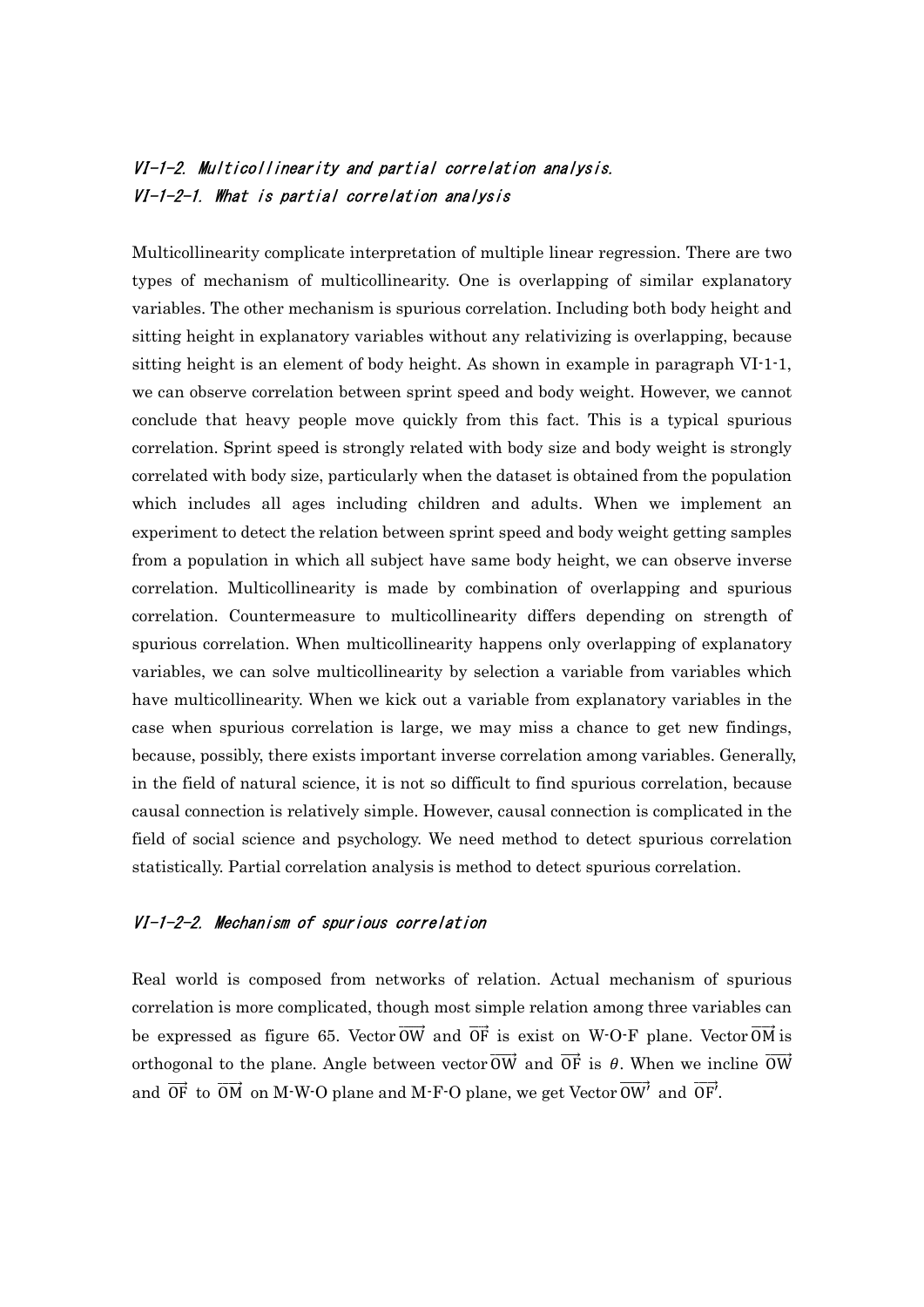### *VI-1-2. Multicollinearity and partial correlation analysis.*

### *VI-1-2-1. What is partial correlation analysis*

Multicollinearity complicate interpretation of multiple linear regression. There are two types of mechanism of multicollinearity. One is overlapping of similar explanatory variables. The other mechanism is spurious correlation. Including both body height and sitting height in explanatory variables without any relativizing is overlapping, because sitting height is an element of body height. As shown in example in paragraph VI-1-1, we can observe correlation between sprint speed and body weight. However, we cannot conclude that heavy people move quickly from this fact. This is a typical spurious correlation. Sprint speed is strongly related with body size and body weight is strongly correlated with body size, particularly when the dataset is obtained from the population which includes all ages including children and adults. When we implement an experiment to detect the relation between sprint speed and body weight getting samples from a population in which all subject have same body height, we can observe inverse correlation. Multicollinearity is made by combination of overlapping and spurious correlation. Countermeasure to multicollinearity differs depending on strength of spurious correlation. When multicollinearity happens only overlapping of explanatory variables, we can solve multicollinearity by selection a variable from variables which have multicollinearity. When we kick out a variable from explanatory variables in the case when spurious correlation is large, we may miss a chance to get new findings, because, possibly, there exists important inverse correlation among variables. Generally, in the field of natural science, it is not so difficult to find spurious correlation, because causal connection is relatively simple. However, causal connection is complicated in the field of social science and psychology. We need method to detect spurious correlation statistically. Partial correlation analysis is method to detect spurious correlation.

### *VI-1-2-2. Mechanism of spurious correlation*

Real world is composed from networks of relation. Actual mechanism of spurious correlation is more complicated, though most simple relation among three variables can be expressed as figure 65. Vector $\overrightarrow{OW}$ and $\overrightarrow{OF}$ is exist on W-O-F plane. Vector $\overrightarrow{OM}$ is orthogonal to the plane. Angle between vector $\overrightarrow{OW}$ and $\overrightarrow{OF}$ is $\theta$. When we incline $\overrightarrow{OW}$ and $\overrightarrow{OF}$ to $\overrightarrow{OM}$ on M-W-O plane and M-F-O plane, we get Vector $\overrightarrow{OW'}$ and $\overrightarrow{OF'}$.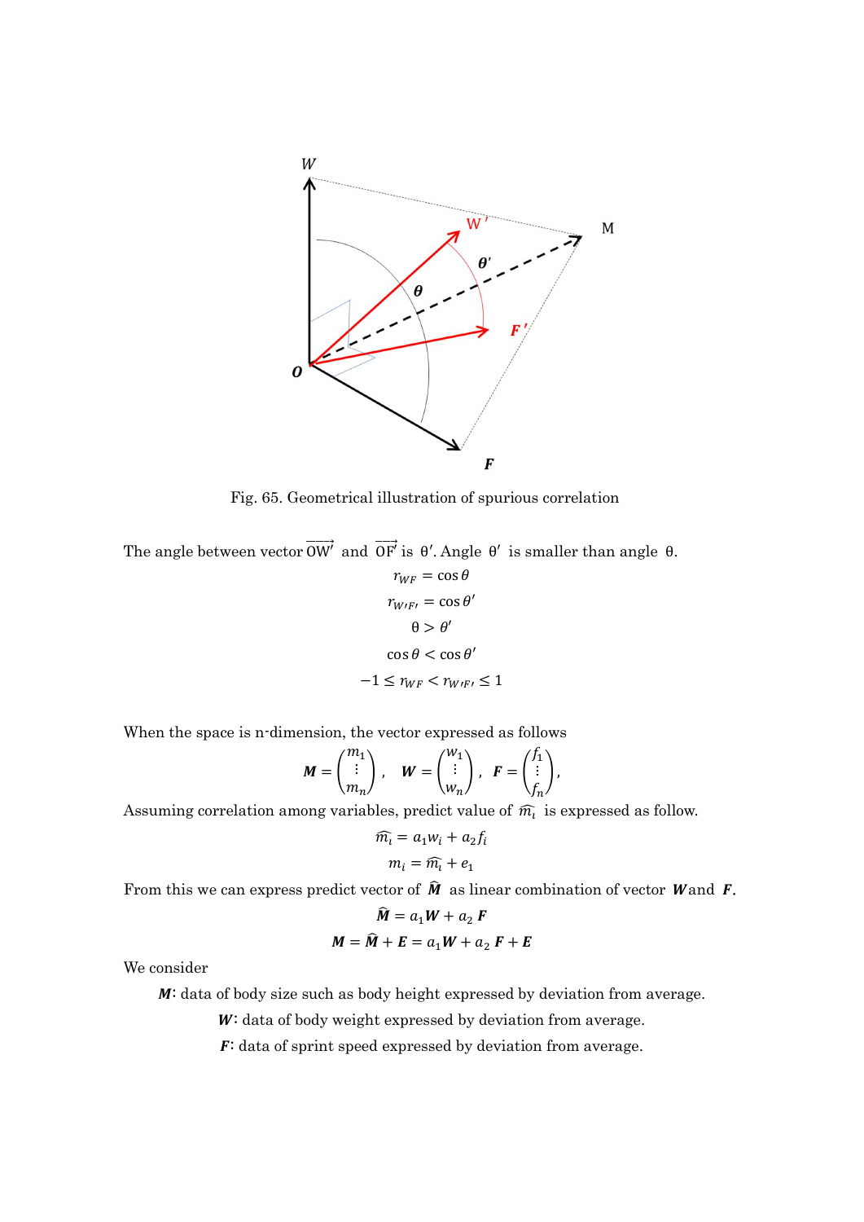Fig. 65. Geometrical illustration of spurious correlation

The angle between vector $\overrightarrow{OW'}$ and $\overrightarrow{OF'}$ is $\theta'$. Angle $\theta'$ is smaller than angle $\theta$.

$$r_{WF} = \cos\theta$$

$$r_{W'F'} = \cos\theta'$$

$$\theta > \theta'$$

$$\cos\theta < \cos\theta'$$

$$-1 \le r_{WF} < r_{W'F'} \le 1$$

When the space is n-dimension, the vector expressed as follows

$$\boldsymbol{M} = \begin{pmatrix} m_1 \\ \vdots \\ m_n \end{pmatrix}, \quad \boldsymbol{W} = \begin{pmatrix} w_1 \\ \vdots \\ w_n \end{pmatrix}, \quad \boldsymbol{F} = \begin{pmatrix} f_1 \\ \vdots \\ f_n \end{pmatrix},$$

Assuming correlation among variables, predict value of $\widehat{m_i}$ is expressed as follow.

$$\widehat{m_i} = a_1 w_i + a_2 f_i$$

$$m_i = \widehat{m_i} + e_1$$

From this we can express predict vector of $\widehat{\boldsymbol{M}}$ as linear combination of vector $\boldsymbol{W}$ and $\boldsymbol{F}$.

$$\widehat{\boldsymbol{M}} = a_1 \boldsymbol{W} + a_2 \boldsymbol{F}$$

$$\boldsymbol{M} = \widehat{\boldsymbol{M}} + \boldsymbol{E} = a_1 \boldsymbol{W} + a_2 \boldsymbol{F} + \boldsymbol{E}$$

We consider

$\boldsymbol{M}$: data of body size such as body height expressed by deviation from average.

$\boldsymbol{W}$: data of body weight expressed by deviation from average.

$\boldsymbol{F}$: data of sprint speed expressed by deviation from average.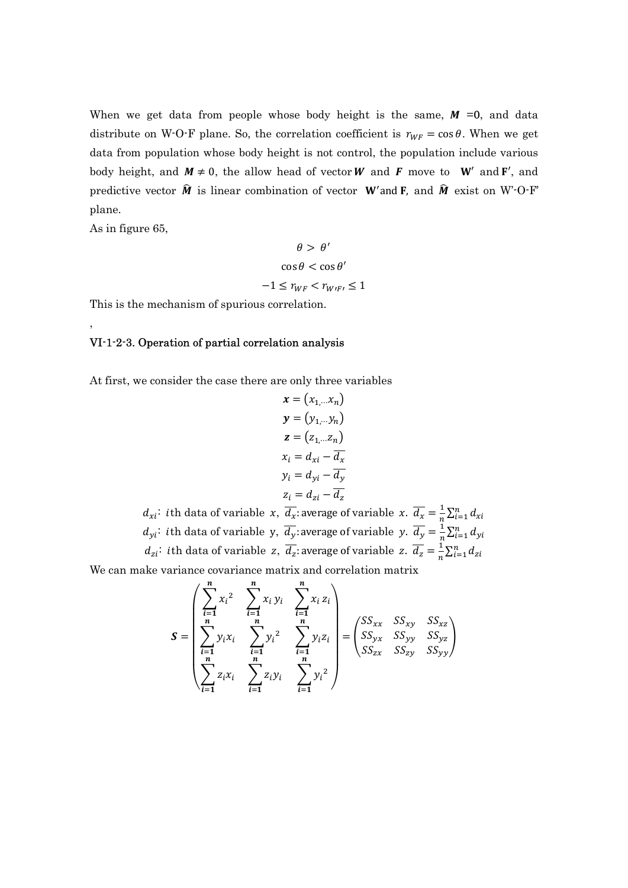When we get data from people whose body height is the same, $\boldsymbol{M}$ =0, and data distribute on W-O-F plane. So, the correlation coefficient is $r_{WF} = \cos\theta$. When we get data from population whose body height is not control, the population include various body height, and $\boldsymbol{M} \neq 0$, the allow head of vector $\boldsymbol{W}$ and $\boldsymbol{F}$ move to $\mathbf{W}'$ and $\mathbf{F}'$, and predictive vector $\widehat{\boldsymbol{M}}$ is linear combination of vector $\mathbf{W}'$ and $\mathbf{F}$, and $\widehat{\boldsymbol{M}}$ exist on W'-O-F' plane.

As in figure 65,

$$\theta > \theta'$$

$$\cos\theta < \cos\theta'$$

$$-1 \leq r_{WF} < r_{W'F'} \leq 1$$

This is the mechanism of spurious correlation.

,

### VI-1-2-3. Operation of partial correlation analysis

At first, we consider the case there are only three variables

$$\boldsymbol{x} = (x_{1,\cdots}x_n)$$

$$\boldsymbol{y} = (y_{1,\cdots}y_n)$$

$$\boldsymbol{z} = (z_{1,\cdots}z_n)$$

$$x_i = d_{xi} - \overline{d_x}$$

$$y_i = d_{yi} - \overline{d_y}$$

$$z_i = d_{zi} - \overline{d_z}$$

$d_{xi}$: $i$th data of variable $x$, $\overline{d_x}$: average of variable $x$. $\overline{d_x} = \frac{1}{n}\sum_{i=1}^{n} d_{xi}$

$d_{yi}$: $i$th data of variable y, $\overline{d_y}$: average of variable $y$. $\overline{d_y} = \frac{1}{n}\sum_{i=1}^{n} d_{yi}$

$d_{zi}$: $i$th data of variable $z$, $\overline{d_z}$: average of variable $z$. $\overline{d_z} = \frac{1}{n}\sum_{i=1}^{n} d_{zi}$

We can make variance covariance matrix and correlation matrix

$$\boldsymbol{S} = \begin{pmatrix} \sum_{i=1}^{n} {x_i}^2 & \sum_{i=1}^{n} x_i\, y_i & \sum_{i=1}^{n} x_i\, z_i \\ \sum_{i=1}^{n} y_i x_i & \sum_{i=1}^{n} {y_i}^2 & \sum_{i=1}^{n} y_i z_i \\ \sum_{i=1}^{n} z_i x_i & \sum_{i=1}^{n} z_i y_i & \sum_{i=1}^{n} {y_i}^2 \end{pmatrix} = \begin{pmatrix} SS_{xx} & SS_{xy} & SS_{xz} \\ SS_{yx} & SS_{yy} & SS_{yz} \\ SS_{zx} & SS_{zy} & SS_{yy} \end{pmatrix}$$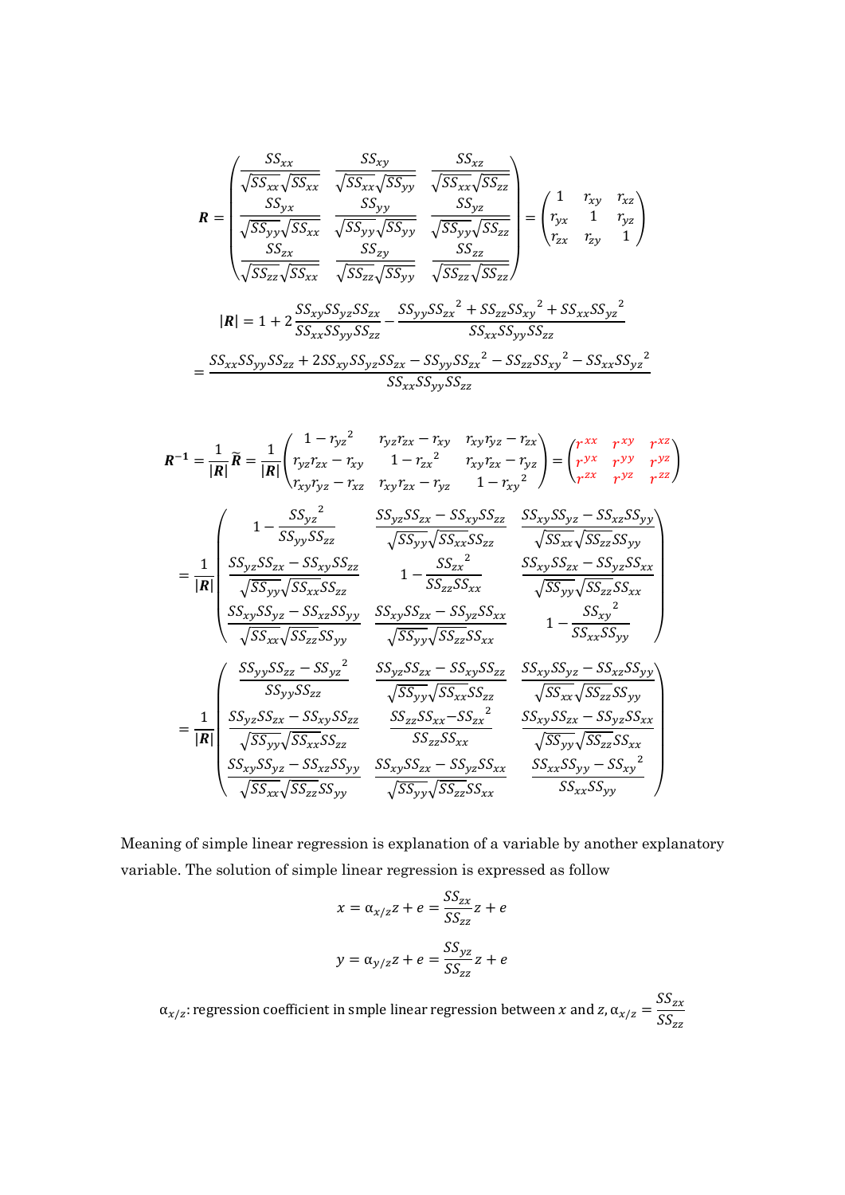$$\boldsymbol{R} = \begin{pmatrix} \frac{SS_{xx}}{\sqrt{SS_{xx}}\sqrt{SS_{xx}}} & \frac{SS_{xy}}{\sqrt{SS_{xx}}\sqrt{SS_{yy}}} & \frac{SS_{xz}}{\sqrt{SS_{xx}}\sqrt{SS_{zz}}} \\ \frac{SS_{yx}}{\sqrt{SS_{yy}}\sqrt{SS_{xx}}} & \frac{SS_{yy}}{\sqrt{SS_{yy}}\sqrt{SS_{yy}}} & \frac{SS_{yz}}{\sqrt{SS_{yy}}\sqrt{SS_{zz}}} \\ \frac{SS_{zx}}{\sqrt{SS_{zz}}\sqrt{SS_{xx}}} & \frac{SS_{zy}}{\sqrt{SS_{zz}}\sqrt{SS_{yy}}} & \frac{SS_{zz}}{\sqrt{SS_{zz}}\sqrt{SS_{zz}}} \end{pmatrix} = \begin{pmatrix} 1 & r_{xy} & r_{xz} \\ r_{yx} & 1 & r_{yz} \\ r_{zx} & r_{zy} & 1 \end{pmatrix}$$

$$|\boldsymbol{R}| = 1 + 2\frac{SS_{xy}SS_{yz}SS_{zx}}{SS_{xx}SS_{yy}SS_{zz}} - \frac{SS_{yy}{SS_{zx}}^2 + SS_{zz}{SS_{xy}}^2 + SS_{xx}{SS_{yz}}^2}{SS_{xx}SS_{yy}SS_{zz}}$$

$$= \frac{SS_{xx}SS_{yy}SS_{zz} + 2SS_{xy}SS_{yz}SS_{zx} - SS_{yy}{SS_{zx}}^2 - SS_{zz}{SS_{xy}}^2 - SS_{xx}{SS_{yz}}^2}{SS_{xx}SS_{yy}SS_{zz}}$$

$$\boldsymbol{R^{-1}} = \frac{1}{|\boldsymbol{R}|}\widetilde{\boldsymbol{R}} = \frac{1}{|\boldsymbol{R}|}\begin{pmatrix} 1 - {r_{yz}}^2 & r_{yz}r_{zx} - r_{xy} & r_{xy}r_{yz} - r_{zx} \\ r_{yz}r_{zx} - r_{xy} & 1 - {r_{zx}}^2 & r_{xy}r_{zx} - r_{yz} \\ r_{xy}r_{yz} - r_{xz} & r_{xy}r_{zx} - r_{yz} & 1 - {r_{xy}}^2 \end{pmatrix} = \begin{pmatrix} r^{xx} & r^{xy} & r^{xz} \\ r^{yx} & r^{yy} & r^{yz} \\ r^{zx} & r^{yz} & r^{zz} \end{pmatrix}$$

$$= \frac{1}{|\boldsymbol{R}|}\begin{pmatrix} 1 - \frac{{SS_{yz}}^2}{SS_{yy}SS_{zz}} & \frac{SS_{yz}SS_{zx} - SS_{xy}SS_{zz}}{\sqrt{SS_{yy}}\sqrt{SS_{xx}}SS_{zz}} & \frac{SS_{xy}SS_{yz} - SS_{xz}SS_{yy}}{\sqrt{SS_{xx}}\sqrt{SS_{zz}}SS_{yy}} \\ \frac{SS_{yz}SS_{zx} - SS_{xy}SS_{zz}}{\sqrt{SS_{yy}}\sqrt{SS_{xx}}SS_{zz}} & 1 - \frac{{SS_{zx}}^2}{SS_{zz}SS_{xx}} & \frac{SS_{xy}SS_{zx} - SS_{yz}SS_{xx}}{\sqrt{SS_{yy}}\sqrt{SS_{zz}}SS_{xx}} \\ \frac{SS_{xy}SS_{yz} - SS_{xz}SS_{yy}}{\sqrt{SS_{xx}}\sqrt{SS_{zz}}SS_{yy}} & \frac{SS_{xy}SS_{zx} - SS_{yz}SS_{xx}}{\sqrt{SS_{yy}}\sqrt{SS_{zz}}SS_{xx}} & 1 - \frac{{SS_{xy}}^2}{SS_{xx}SS_{yy}} \end{pmatrix}$$

$$= \frac{1}{|\boldsymbol{R}|}\begin{pmatrix} \frac{SS_{yy}SS_{zz} - {SS_{yz}}^2}{SS_{yy}SS_{zz}} & \frac{SS_{yz}SS_{zx} - SS_{xy}SS_{zz}}{\sqrt{SS_{yy}}\sqrt{SS_{xx}}SS_{zz}} & \frac{SS_{xy}SS_{yz} - SS_{xz}SS_{yy}}{\sqrt{SS_{xx}}\sqrt{SS_{zz}}SS_{yy}} \\ \frac{SS_{yz}SS_{zx} - SS_{xy}SS_{zz}}{\sqrt{SS_{yy}}\sqrt{SS_{xx}}SS_{zz}} & \frac{SS_{zz}SS_{xx} - {SS_{zx}}^2}{SS_{zz}SS_{xx}} & \frac{SS_{xy}SS_{zx} - SS_{yz}SS_{xx}}{\sqrt{SS_{yy}}\sqrt{SS_{zz}}SS_{xx}} \\ \frac{SS_{xy}SS_{yz} - SS_{xz}SS_{yy}}{\sqrt{SS_{xx}}\sqrt{SS_{zz}}SS_{yy}} & \frac{SS_{xy}SS_{zx} - SS_{yz}SS_{xx}}{\sqrt{SS_{yy}}\sqrt{SS_{zz}}SS_{xx}} & \frac{SS_{xx}SS_{yy} - {SS_{xy}}^2}{SS_{xx}SS_{yy}} \end{pmatrix}$$

Meaning of simple linear regression is explanation of a variable by another explanatory variable. The solution of simple linear regression is expressed as follow

$$x = \alpha_{x/z}z + e = \frac{SS_{zx}}{SS_{zz}}z + e$$

$$y = \alpha_{y/z}z + e = \frac{SS_{yz}}{SS_{zz}}z + e$$

$\alpha_{x/z}$: regression coefficient in smple linear regression between $x$ and $z$, $\alpha_{x/z} = \frac{SS_{zx}}{SS_{zz}}$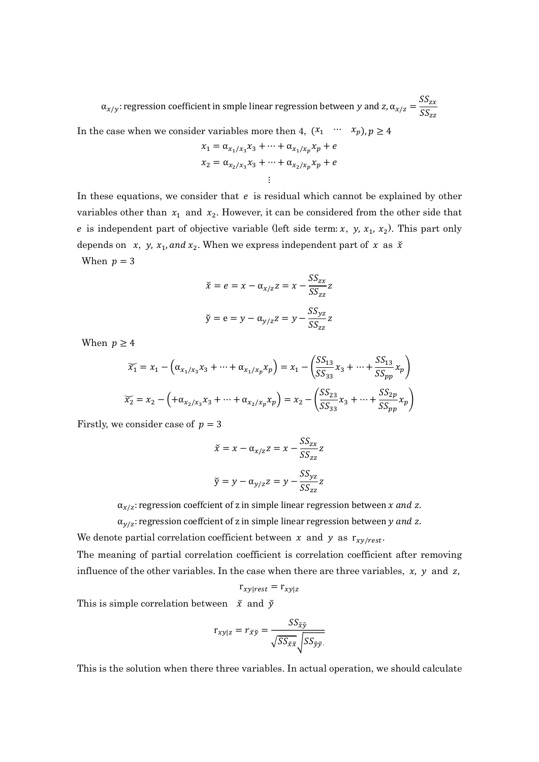$\alpha_{x/y}$: regression coefficient in smple linear regression between $y$ and $z$, $\alpha_{x/z} = \dfrac{SS_{zx}}{SS_{zz}}$

In the case when we consider variables more then 4, $(x_1 \quad \cdots \quad x_p), p \geq 4$

$$x_1 = \alpha_{x_1/x_3}x_3 + \cdots + \alpha_{x_1/x_p}x_p + e$$

$$x_2 = \alpha_{x_2/x_3}x_3 + \cdots + \alpha_{x_2/x_p}x_p + e$$

$$\vdots$$

In these equations, we consider that $e$ is residual which cannot be explained by other variables other than $x_1$ and $x_2$. However, it can be considered from the other side that $e$ is independent part of objective variable (left side term: $x$, $y$, $x_1$, $x_2$). This part only depends on $x$, $y$, $x_1$, $and$ $x_2$. When we express independent part of $x$ as $\breve{x}$

When $p = 3$

$$\breve{x} = e = x - \alpha_{x/z}z = x - \frac{SS_{zx}}{SS_{zz}}z$$

$$\breve{y} = \mathrm{e} = y - \alpha_{y/z}z = y - \frac{SS_{yz}}{SS_{zz}}z$$

When $p \geq 4$

$$\widetilde{x_1} = x_1 - \left(\alpha_{x_1/x_3}x_3 + \cdots + \alpha_{x_1/x_p}x_p\right) = x_1 - \left(\frac{SS_{13}}{SS_{33}}x_3 + \cdots + \frac{SS_{13}}{SS_{pp}}x_p\right)$$

$$\widetilde{x_2} = x_2 - \left(+\alpha_{x_2/x_3}x_3 + \cdots + \alpha_{x_2/x_p}x_p\right) = x_2 - \left(\frac{SS_{23}}{SS_{33}}x_3 + \cdots + \frac{SS_{2p}}{SS_{pp}}x_p\right)$$

Firstly, we consider case of $p = 3$

$$\breve{x} = x - \alpha_{x/z}z = x - \frac{SS_{zx}}{SS_{zz}}z$$

$$\breve{y} = y - \alpha_{y/z}z = y - \frac{SS_{yz}}{SS_{zz}}z$$

$\alpha_{x/z}$: regression coeffcient of z in simple linear regression between $x$ $and$ $z$.

$\alpha_{y/z}$: regression coeffcient of z in simple linear regression between $y$ $and$ $z$.

We denote partial correlation coefficient between $x$ and $y$ as $\mathrm{r}_{xy/rest}$.

The meaning of partial correlation coefficient is correlation coefficient after removing influence of the other variables. In the case when there are three variables, $x$, $y$ and $z$,

$$\mathrm{r}_{xy|rest} = \mathrm{r}_{xy|z}$$

This is simple correlation between $\breve{x}$ and $\breve{y}$

$$\mathrm{r}_{xy|z} = r_{\breve{x}\breve{y}} = \frac{SS_{\breve{x}\breve{y}}}{\sqrt{SS_{\breve{x}\breve{x}}}\sqrt{SS_{\breve{y}\breve{y}.}}}$$

This is the solution when there three variables. In actual operation, we should calculate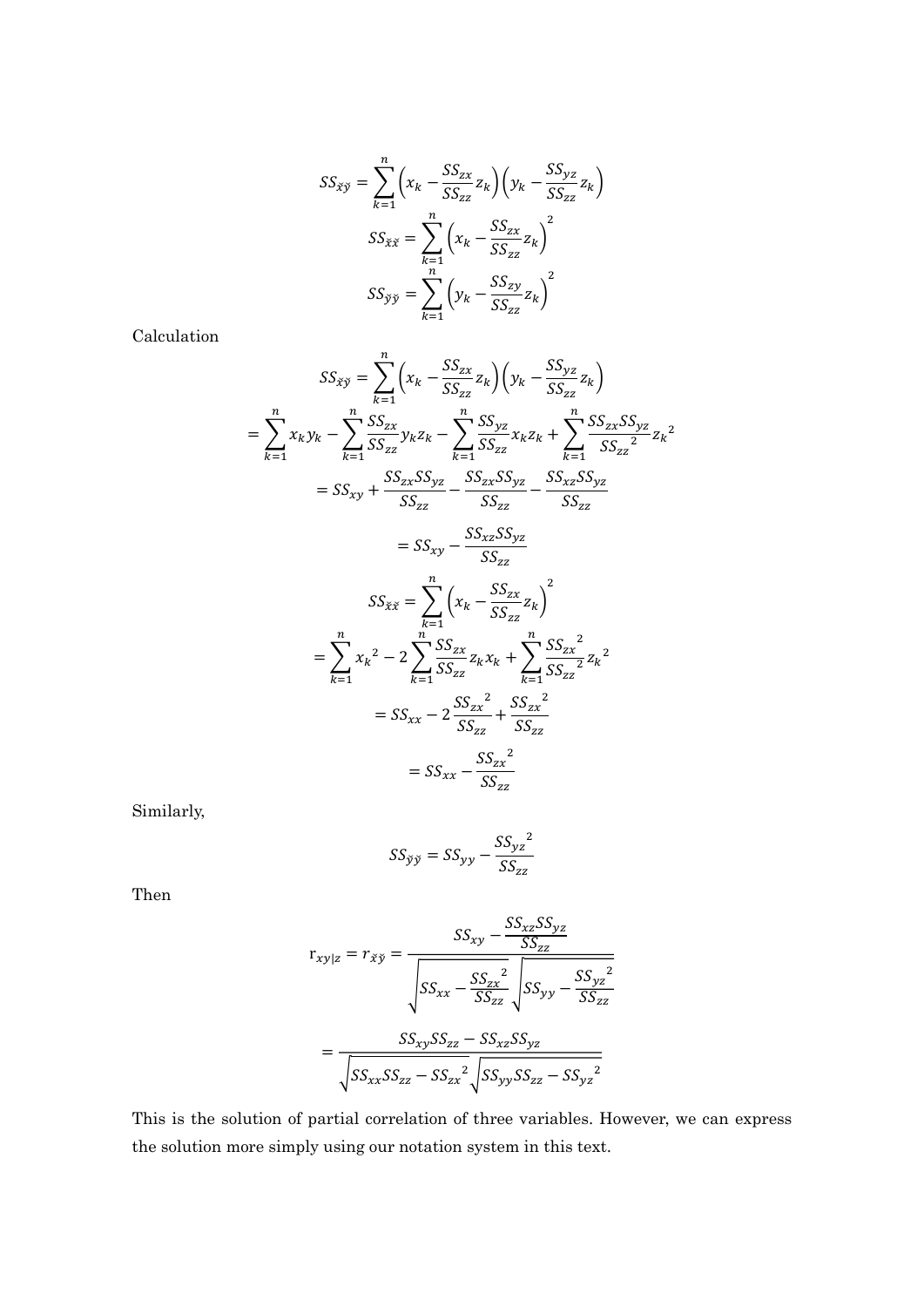$$SS_{\breve{x}\breve{y}} = \sum_{k=1}^{n} \left( x_k - \frac{SS_{zx}}{SS_{zz}} z_k \right) \left( y_k - \frac{SS_{yz}}{SS_{zz}} z_k \right)$$

$$SS_{\breve{x}\breve{x}} = \sum_{k=1}^{n} \left( x_k - \frac{SS_{zx}}{SS_{zz}} z_k \right)^2$$

$$SS_{\breve{y}\breve{y}} = \sum_{k=1}^{n} \left( y_k - \frac{SS_{zy}}{SS_{zz}} z_k \right)^2$$

Calculation

$$SS_{\breve{x}\breve{y}} = \sum_{k=1}^{n} \left( x_k - \frac{SS_{zx}}{SS_{zz}} z_k \right) \left( y_k - \frac{SS_{yz}}{SS_{zz}} z_k \right)$$

$$= \sum_{k=1}^{n} x_k y_k - \sum_{k=1}^{n} \frac{SS_{zx}}{SS_{zz}} y_k z_k - \sum_{k=1}^{n} \frac{SS_{yz}}{SS_{zz}} x_k z_k + \sum_{k=1}^{n} \frac{SS_{zx} SS_{yz}}{{SS_{zz}}^2} {z_k}^2$$

$$= SS_{xy} + \frac{SS_{zx} SS_{yz}}{SS_{zz}} - \frac{SS_{zx} SS_{yz}}{SS_{zz}} - \frac{SS_{xz} SS_{yz}}{SS_{zz}}$$

$$= SS_{xy} - \frac{SS_{xz} SS_{yz}}{SS_{zz}}$$

$$SS_{\breve{x}\breve{x}} = \sum_{k=1}^{n} \left( x_k - \frac{SS_{zx}}{SS_{zz}} z_k \right)^2$$

$$= \sum_{k=1}^{n} {x_k}^2 - 2 \sum_{k=1}^{n} \frac{SS_{zx}}{SS_{zz}} z_k x_k + \sum_{k=1}^{n} \frac{{SS_{zx}}^2}{{SS_{zz}}^2} {z_k}^2$$

$$= SS_{xx} - 2 \frac{{SS_{zx}}^2}{SS_{zz}} + \frac{{SS_{zx}}^2}{SS_{zz}}$$

$$= SS_{xx} - \frac{{SS_{zx}}^2}{SS_{zz}}$$

Similarly,

$$SS_{\breve{y}\breve{y}} = SS_{yy} - \frac{{SS_{yz}}^2}{SS_{zz}}$$

Then

$$r_{xy|z} = r_{\breve{x}\breve{y}} = \frac{SS_{xy} - \dfrac{SS_{xz} SS_{yz}}{SS_{zz}}}{\sqrt{SS_{xx} - \dfrac{{SS_{zx}}^2}{SS_{zz}}} \sqrt{SS_{yy} - \dfrac{{SS_{yz}}^2}{SS_{zz}}}}$$

$$= \frac{SS_{xy} SS_{zz} - SS_{xz} SS_{yz}}{\sqrt{SS_{xx} SS_{zz} - {SS_{zx}}^2} \sqrt{SS_{yy} SS_{zz} - {SS_{yz}}^2}}$$

This is the solution of partial correlation of three variables. However, we can express the solution more simply using our notation system in this text.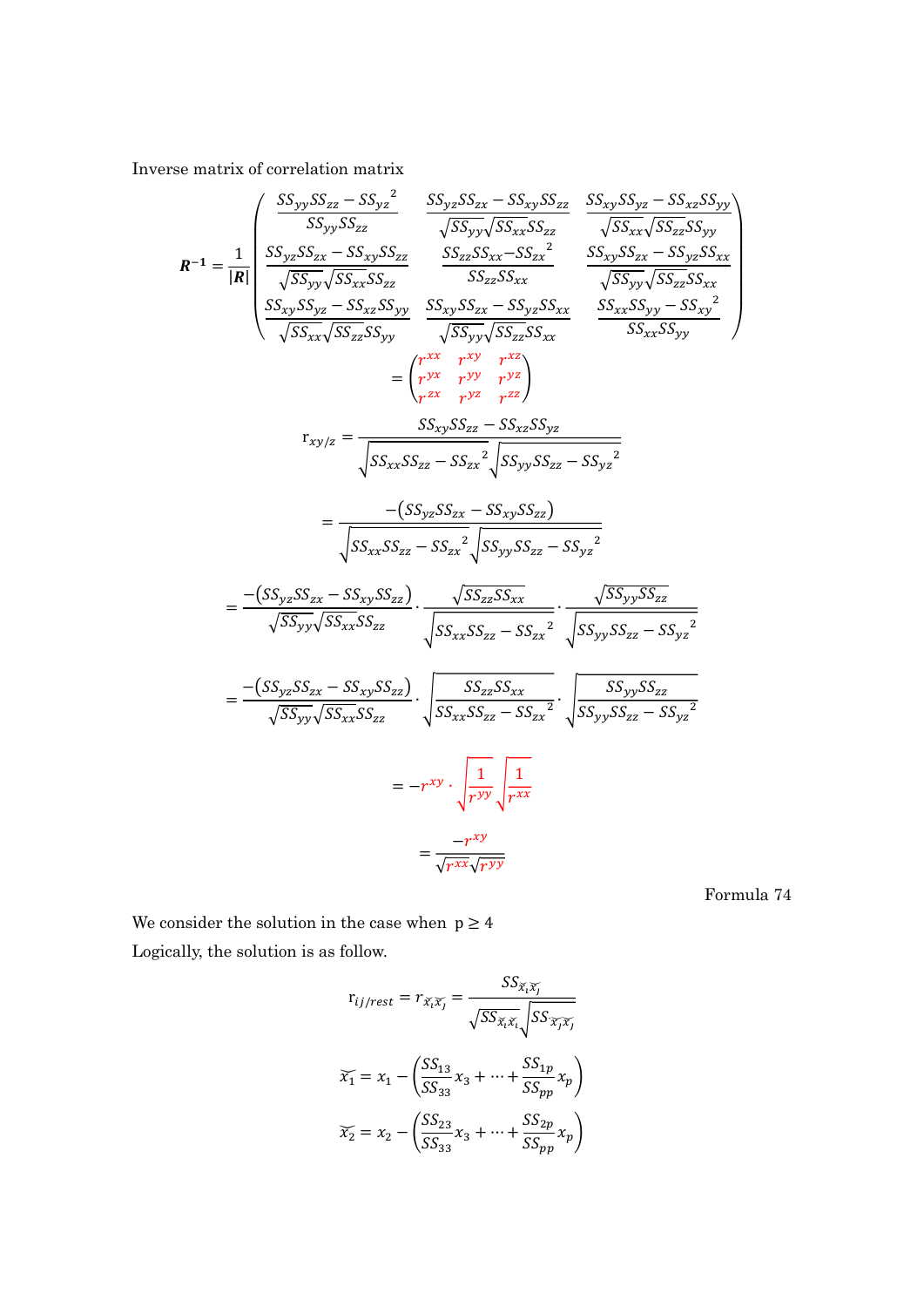Inverse matrix of correlation matrix

$$
\boldsymbol{R}^{-1} = \frac{1}{|\boldsymbol{R}|}\begin{pmatrix} \dfrac{SS_{yy}SS_{zz} - SS_{yz}{}^{2}}{SS_{yy}SS_{zz}} & \dfrac{SS_{yz}SS_{zx} - SS_{xy}SS_{zz}}{\sqrt{SS_{yy}}\sqrt{SS_{xx}SS_{zz}}} & \dfrac{SS_{xy}SS_{yz} - SS_{xz}SS_{yy}}{\sqrt{SS_{xx}}\sqrt{SS_{zz}SS_{yy}}} \\ \dfrac{SS_{yz}SS_{zx} - SS_{xy}SS_{zz}}{\sqrt{SS_{yy}}\sqrt{SS_{xx}SS_{zz}}} & \dfrac{SS_{zz}SS_{xx} - SS_{zx}{}^{2}}{SS_{zz}SS_{xx}} & \dfrac{SS_{xy}SS_{zx} - SS_{yz}SS_{xx}}{\sqrt{SS_{yy}}\sqrt{SS_{zz}SS_{xx}}} \\ \dfrac{SS_{xy}SS_{yz} - SS_{xz}SS_{yy}}{\sqrt{SS_{xx}}\sqrt{SS_{zz}SS_{yy}}} & \dfrac{SS_{xy}SS_{zx} - SS_{yz}SS_{xx}}{\sqrt{SS_{yy}}\sqrt{SS_{zz}SS_{xx}}} & \dfrac{SS_{xx}SS_{yy} - SS_{xy}{}^{2}}{SS_{xx}SS_{yy}} \end{pmatrix}
$$

$$
= \begin{pmatrix} r^{xx} & r^{xy} & r^{xz} \\ r^{yx} & r^{yy} & r^{yz} \\ r^{zx} & r^{yz} & r^{zz} \end{pmatrix}
$$

$$
\mathrm{r}_{xy/z} = \frac{SS_{xy}SS_{zz} - SS_{xz}SS_{yz}}{\sqrt{SS_{xx}SS_{zz} - SS_{zx}{}^{2}}\sqrt{SS_{yy}SS_{zz} - SS_{yz}{}^{2}}}
$$

$$
= \frac{-\left(SS_{yz}SS_{zx} - SS_{xy}SS_{zz}\right)}{\sqrt{SS_{xx}SS_{zz} - SS_{zx}{}^{2}}\sqrt{SS_{yy}SS_{zz} - SS_{yz}{}^{2}}}
$$

$$
= \frac{-\left(SS_{yz}SS_{zx} - SS_{xy}SS_{zz}\right)}{\sqrt{SS_{yy}}\sqrt{SS_{xx}SS_{zz}}} \cdot \frac{\sqrt{SS_{zz}SS_{xx}}}{\sqrt{SS_{xx}SS_{zz} - SS_{zx}{}^{2}}} \cdot \frac{\sqrt{SS_{yy}SS_{zz}}}{\sqrt{SS_{yy}SS_{zz} - SS_{yz}{}^{2}}}
$$

$$
= \frac{-\left(SS_{yz}SS_{zx} - SS_{xy}SS_{zz}\right)}{\sqrt{SS_{yy}}\sqrt{SS_{xx}SS_{zz}}} \cdot \sqrt{\frac{SS_{zz}SS_{xx}}{SS_{xx}SS_{zz} - SS_{zx}{}^{2}}} \cdot \sqrt{\frac{SS_{yy}SS_{zz}}{SS_{yy}SS_{zz} - SS_{yz}{}^{2}}}
$$

$$
= -r^{xy} \cdot \sqrt{\frac{1}{r^{yy}}}\sqrt{\frac{1}{r^{xx}}}
$$

$$
= \frac{-r^{xy}}{\sqrt{r^{xx}}\sqrt{r^{yy}}}
$$

Formula 74

We consider the solution in the case when $p \geq 4$

Logically, the solution is as follow.

$$
\mathrm{r}_{ij/rest} = r_{\breve{x}_i\breve{x}_j} = \frac{SS_{\breve{x}_i\breve{x}_j}}{\sqrt{SS_{\breve{x}_i\breve{x}_i}}\sqrt{SS_{\breve{x}_j\breve{x}_j}}}
$$

$$
\breve{x}_1 = x_1 - \left(\frac{SS_{13}}{SS_{33}}x_3 + \cdots + \frac{SS_{1p}}{SS_{pp}}x_p\right)
$$

$$
\breve{x}_2 = x_2 - \left(\frac{SS_{23}}{SS_{33}}x_3 + \cdots + \frac{SS_{2p}}{SS_{pp}}x_p\right)
$$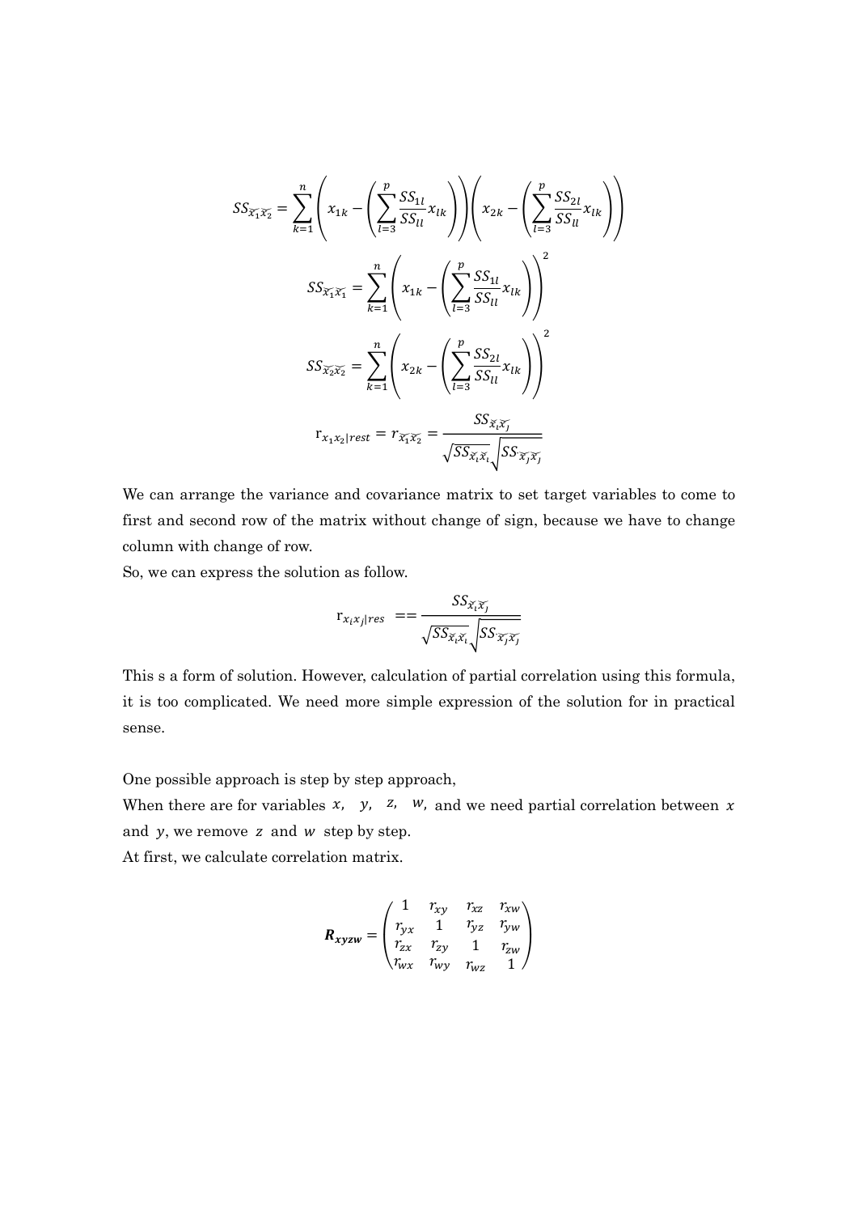$$SS_{\widetilde{x_1}\widetilde{x_2}} = \sum_{k=1}^{n}\left(x_{1k} - \left(\sum_{l=3}^{p}\frac{SS_{1l}}{SS_{ll}}x_{lk}\right)\right)\left(x_{2k} - \left(\sum_{l=3}^{p}\frac{SS_{2l}}{SS_{ll}}x_{lk}\right)\right)$$

$$SS_{\widetilde{x_1}\widetilde{x_1}} = \sum_{k=1}^{n}\left(x_{1k} - \left(\sum_{l=3}^{p}\frac{SS_{1l}}{SS_{ll}}x_{lk}\right)\right)^2$$

$$SS_{\widetilde{x_2}\widetilde{x_2}} = \sum_{k=1}^{n}\left(x_{2k} - \left(\sum_{l=3}^{p}\frac{SS_{2l}}{SS_{ll}}x_{lk}\right)\right)^2$$

$$\mathrm{r}_{x_1x_2|rest} = r_{\widetilde{x_1}\widetilde{x_2}} = \frac{SS_{\widetilde{x_i}\widetilde{x_j}}}{\sqrt{SS_{\widetilde{x_i}\widetilde{x_i}}}\sqrt{SS_{\widetilde{x_j}\widetilde{x_j}}}}$$

We can arrange the variance and covariance matrix to set target variables to come to first and second row of the matrix without change of sign, because we have to change column with change of row.

So, we can express the solution as follow.

$$\mathrm{r}_{x_ix_j|res} == \frac{SS_{\widetilde{x_i}\widetilde{x_j}}}{\sqrt{SS_{\widetilde{x_i}\widetilde{x_i}}}\sqrt{SS_{\widetilde{x_j}\widetilde{x_j}}}}$$

This s a form of solution. However, calculation of partial correlation using this formula, it is too complicated. We need more simple expression of the solution for in practical sense.

One possible approach is step by step approach,

When there are for variables $x$, $y$, $z$, $w$, and we need partial correlation between $x$ and $y$, we remove $z$ and $w$ step by step.

At first, we calculate correlation matrix.

$$\boldsymbol{R_{xyzw}} = \begin{pmatrix} 1 & r_{xy} & r_{xz} & r_{xw} \\ r_{yx} & 1 & r_{yz} & r_{yw} \\ r_{zx} & r_{zy} & 1 & r_{zw} \\ r_{wx} & r_{wy} & r_{wz} & 1 \end{pmatrix}$$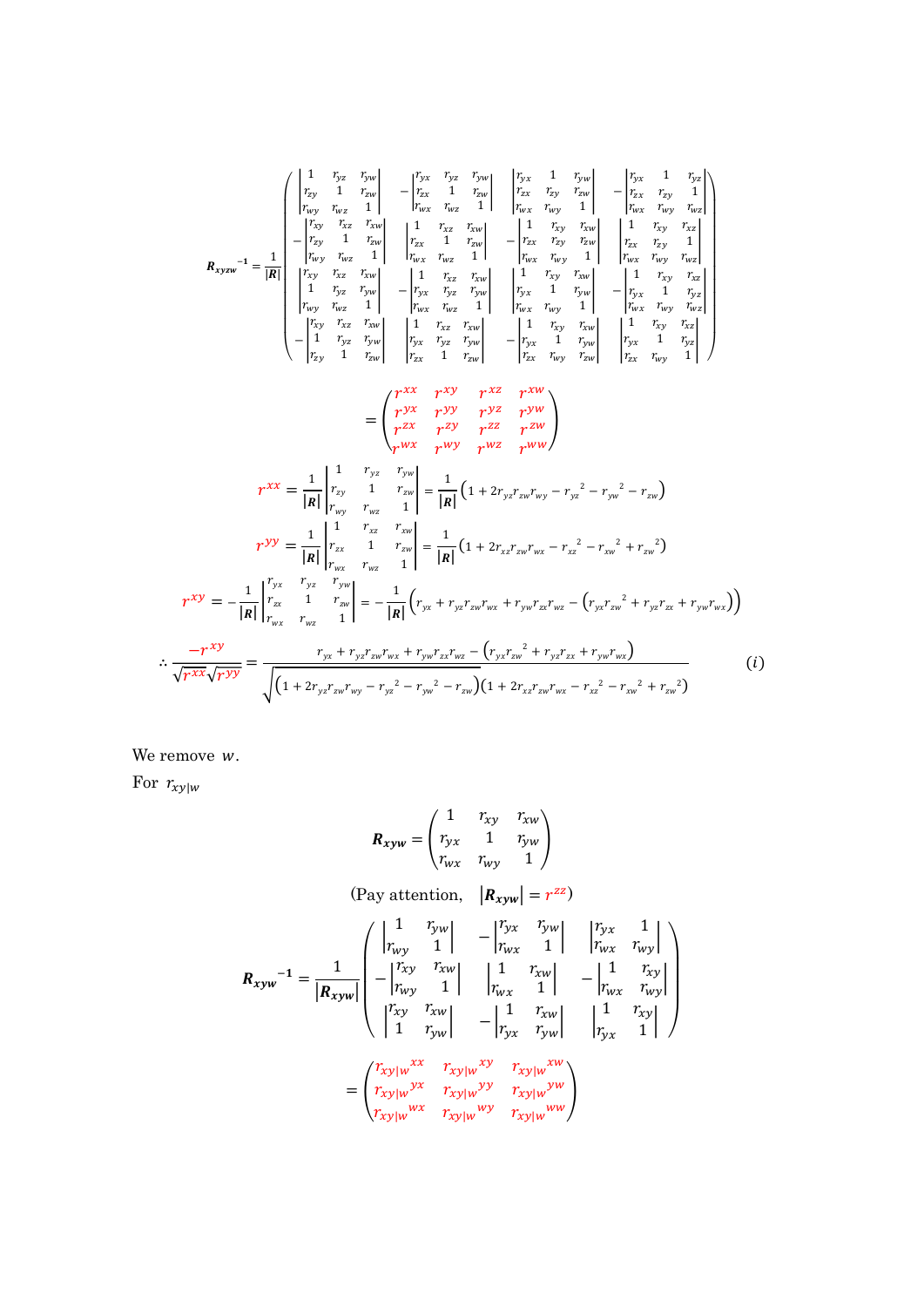$$
\boldsymbol{R_{xyzw}}^{-1} = \frac{1}{|\boldsymbol{R}|}\begin{pmatrix}
\begin{vmatrix} 1 & r_{yz} & r_{yw} \\ r_{zy} & 1 & r_{zw} \\ r_{wy} & r_{wz} & 1 \end{vmatrix} & -\begin{vmatrix} r_{yx} & r_{yz} & r_{yw} \\ r_{zx} & 1 & r_{zw} \\ r_{wx} & r_{wz} & 1 \end{vmatrix} & \begin{vmatrix} r_{yx} & 1 & r_{yw} \\ r_{zx} & r_{zy} & r_{zw} \\ r_{wx} & r_{wy} & 1 \end{vmatrix} & -\begin{vmatrix} r_{yx} & 1 & r_{yz} \\ r_{zx} & r_{zy} & 1 \\ r_{wx} & r_{wy} & r_{wz} \end{vmatrix} \\
-\begin{vmatrix} r_{xy} & r_{xz} & r_{xw} \\ r_{zy} & 1 & r_{zw} \\ r_{wy} & r_{wz} & 1 \end{vmatrix} & \begin{vmatrix} 1 & r_{xz} & r_{xw} \\ r_{zx} & 1 & r_{zw} \\ r_{wx} & r_{wz} & 1 \end{vmatrix} & -\begin{vmatrix} 1 & r_{xy} & r_{xw} \\ r_{zx} & r_{zy} & r_{zw} \\ r_{wx} & r_{wy} & 1 \end{vmatrix} & \begin{vmatrix} 1 & r_{xy} & r_{xz} \\ r_{zx} & r_{zy} & 1 \\ r_{wx} & r_{wy} & r_{wz} \end{vmatrix} \\
\begin{vmatrix} r_{xy} & r_{xz} & r_{xw} \\ 1 & r_{yz} & r_{yw} \\ r_{wy} & r_{wz} & 1 \end{vmatrix} & -\begin{vmatrix} 1 & r_{xz} & r_{xw} \\ r_{yx} & r_{yz} & r_{yw} \\ r_{wx} & r_{wz} & 1 \end{vmatrix} & \begin{vmatrix} 1 & r_{xy} & r_{xw} \\ r_{yx} & 1 & r_{yw} \\ r_{wx} & r_{wy} & 1 \end{vmatrix} & -\begin{vmatrix} 1 & r_{xy} & r_{xz} \\ r_{yx} & 1 & r_{yz} \\ r_{wx} & r_{wy} & r_{wz} \end{vmatrix} \\
-\begin{vmatrix} r_{xy} & r_{xz} & r_{xw} \\ 1 & r_{yz} & r_{yw} \\ r_{zy} & 1 & r_{zw} \end{vmatrix} & \begin{vmatrix} 1 & r_{xz} & r_{xw} \\ r_{yx} & r_{yz} & r_{yw} \\ r_{zx} & 1 & r_{zw} \end{vmatrix} & -\begin{vmatrix} 1 & r_{xy} & r_{xw} \\ r_{yx} & 1 & r_{yw} \\ r_{zx} & r_{wy} & r_{zw} \end{vmatrix} & \begin{vmatrix} 1 & r_{xy} & r_{xz} \\ r_{yx} & 1 & r_{yz} \\ r_{zx} & r_{wy} & 1 \end{vmatrix}
\end{pmatrix}
$$

$$
= \begin{pmatrix} r^{xx} & r^{xy} & r^{xz} & r^{xw} \\ r^{yx} & r^{yy} & r^{yz} & r^{yw} \\ r^{zx} & r^{zy} & r^{zz} & r^{zw} \\ r^{wx} & r^{wy} & r^{wz} & r^{ww} \end{pmatrix}
$$

$$
r^{xx} = \frac{1}{|\boldsymbol{R}|}\begin{vmatrix} 1 & r_{yz} & r_{yw} \\ r_{zy} & 1 & r_{zw} \\ r_{wy} & r_{wz} & 1 \end{vmatrix} = \frac{1}{|\boldsymbol{R}|}\left(1 + 2r_{yz}r_{zw}r_{wy} - r_{yz}{}^{2} - r_{yw}{}^{2} - r_{zw}\right)
$$

$$
r^{yy} = \frac{1}{|\boldsymbol{R}|}\begin{vmatrix} 1 & r_{xz} & r_{xw} \\ r_{zx} & 1 & r_{zw} \\ r_{wx} & r_{wz} & 1 \end{vmatrix} = \frac{1}{|\boldsymbol{R}|}\left(1 + 2r_{xz}r_{zw}r_{wx} - r_{xz}{}^{2} - r_{xw}{}^{2} + r_{zw}{}^{2}\right)
$$

$$
r^{xy} = -\frac{1}{|\boldsymbol{R}|}\begin{vmatrix} r_{yx} & r_{yz} & r_{yw} \\ r_{zx} & 1 & r_{zw} \\ r_{wx} & r_{wz} & 1 \end{vmatrix} = -\frac{1}{|\boldsymbol{R}|}\left(r_{yx} + r_{yz}r_{zw}r_{wx} + r_{yw}r_{zx}r_{wz} - \left(r_{yx}r_{zw}{}^{2} + r_{yz}r_{zx} + r_{yw}r_{wx}\right)\right)
$$

$$
\therefore \frac{-r^{xy}}{\sqrt{r^{xx}}\sqrt{r^{yy}}} = \frac{r_{yx} + r_{yz}r_{zw}r_{wx} + r_{yw}r_{zx}r_{wz} - \left(r_{yx}r_{zw}{}^{2} + r_{yz}r_{zx} + r_{yw}r_{wx}\right)}{\sqrt{\left(1 + 2r_{yz}r_{zw}r_{wy} - r_{yz}{}^{2} - r_{yw}{}^{2} - r_{zw}\right)\left(1 + 2r_{xz}r_{zw}r_{wx} - r_{xz}{}^{2} - r_{xw}{}^{2} + r_{zw}{}^{2}\right)}} \qquad (i)
$$

We remove $w$.

For $r_{xy|w}$

$$
\boldsymbol{R_{xyw}} = \begin{pmatrix} 1 & r_{xy} & r_{xw} \\ r_{yx} & 1 & r_{yw} \\ r_{wx} & r_{wy} & 1 \end{pmatrix}
$$

(Pay attention, $|\boldsymbol{R_{xyw}}| = r^{zz}$)

$$
\boldsymbol{R_{xyw}}^{-1} = \frac{1}{|\boldsymbol{R_{xyw}}|}\begin{pmatrix}
\begin{vmatrix} 1 & r_{yw} \\ r_{wy} & 1 \end{vmatrix} & -\begin{vmatrix} r_{yx} & r_{yw} \\ r_{wx} & 1 \end{vmatrix} & \begin{vmatrix} r_{yx} & 1 \\ r_{wx} & r_{wy} \end{vmatrix} \\
-\begin{vmatrix} r_{xy} & r_{xw} \\ r_{wy} & 1 \end{vmatrix} & \begin{vmatrix} 1 & r_{xw} \\ r_{wx} & 1 \end{vmatrix} & -\begin{vmatrix} 1 & r_{xy} \\ r_{wx} & r_{wy} \end{vmatrix} \\
\begin{vmatrix} r_{xy} & r_{xw} \\ 1 & r_{yw} \end{vmatrix} & -\begin{vmatrix} 1 & r_{xw} \\ r_{yx} & r_{yw} \end{vmatrix} & \begin{vmatrix} 1 & r_{xy} \\ r_{yx} & 1 \end{vmatrix}
\end{pmatrix}
$$

$$
= \begin{pmatrix} r_{xy|w}{}^{xx} & r_{xy|w}{}^{xy} & r_{xy|w}{}^{xw} \\ r_{xy|w}{}^{yx} & r_{xy|w}{}^{yy} & r_{xy|w}{}^{yw} \\ r_{xy|w}{}^{wx} & r_{xy|w}{}^{wy} & r_{xy|w}{}^{ww} \end{pmatrix}
$$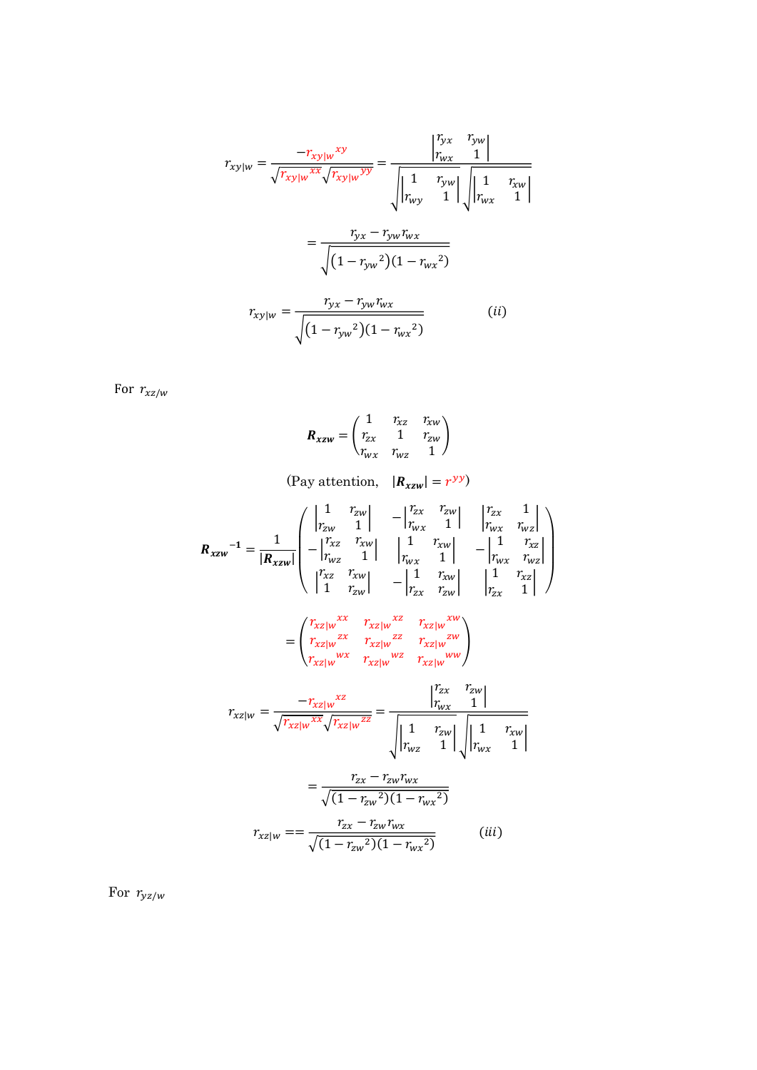$$r_{xy|w} = \frac{-r_{xy|w}{}^{xy}}{\sqrt{r_{xy|w}{}^{xx}}\sqrt{r_{xy|w}{}^{yy}}} = \frac{\begin{vmatrix} r_{yx} & r_{yw} \\ r_{wx} & 1 \end{vmatrix}}{\sqrt{\begin{vmatrix} 1 & r_{yw} \\ r_{wy} & 1 \end{vmatrix}}\sqrt{\begin{vmatrix} 1 & r_{xw} \\ r_{wx} & 1 \end{vmatrix}}}$$

$$= \frac{r_{yx} - r_{yw} r_{wx}}{\sqrt{(1 - r_{yw}{}^2)(1 - r_{wx}{}^2)}}$$

$$r_{xy|w} = \frac{r_{yx} - r_{yw} r_{wx}}{\sqrt{(1 - r_{yw}{}^2)(1 - r_{wx}{}^2)}} \qquad (ii)$$

For $r_{xz/w}$

$$\boldsymbol{R_{xzw}} = \begin{pmatrix} 1 & r_{xz} & r_{xw} \\ r_{zx} & 1 & r_{zw} \\ r_{wx} & r_{wz} & 1 \end{pmatrix}$$

(Pay attention, $|\boldsymbol{R_{xzw}}| = r^{yy}$)

$$\boldsymbol{R_{xzw}}^{-1} = \frac{1}{|\boldsymbol{R_{xzw}}|} \begin{pmatrix} \begin{vmatrix} 1 & r_{zw} \\ r_{zw} & 1 \end{vmatrix} & -\begin{vmatrix} r_{zx} & r_{zw} \\ r_{wx} & 1 \end{vmatrix} & \begin{vmatrix} r_{zx} & 1 \\ r_{wx} & r_{wz} \end{vmatrix} \\ -\begin{vmatrix} r_{xz} & r_{xw} \\ r_{wz} & 1 \end{vmatrix} & \begin{vmatrix} 1 & r_{xw} \\ r_{wx} & 1 \end{vmatrix} & -\begin{vmatrix} 1 & r_{xz} \\ r_{wx} & r_{wz} \end{vmatrix} \\ \begin{vmatrix} r_{xz} & r_{xw} \\ 1 & r_{zw} \end{vmatrix} & -\begin{vmatrix} 1 & r_{xw} \\ r_{zx} & r_{zw} \end{vmatrix} & \begin{vmatrix} 1 & r_{xz} \\ r_{zx} & 1 \end{vmatrix} \end{pmatrix}$$

$$= \begin{pmatrix} r_{xz|w}{}^{xx} & r_{xz|w}{}^{xz} & r_{xz|w}{}^{xw} \\ r_{xz|w}{}^{zx} & r_{xz|w}{}^{zz} & r_{xz|w}{}^{zw} \\ r_{xz|w}{}^{wx} & r_{xz|w}{}^{wz} & r_{xz|w}{}^{ww} \end{pmatrix}$$

$$r_{xz|w} = \frac{-r_{xz|w}{}^{xz}}{\sqrt{r_{xz|w}{}^{xx}}\sqrt{r_{xz|w}{}^{zz}}} = \frac{\begin{vmatrix} r_{zx} & r_{zw} \\ r_{wx} & 1 \end{vmatrix}}{\sqrt{\begin{vmatrix} 1 & r_{zw} \\ r_{wz} & 1 \end{vmatrix}}\sqrt{\begin{vmatrix} 1 & r_{xw} \\ r_{wx} & 1 \end{vmatrix}}}$$

$$= \frac{r_{zx} - r_{zw} r_{wx}}{\sqrt{(1 - r_{zw}{}^2)(1 - r_{wx}{}^2)}}$$

$$r_{xz|w} == \frac{r_{zx} - r_{zw} r_{wx}}{\sqrt{(1 - r_{zw}{}^2)(1 - r_{wx}{}^2)}} \qquad (iii)$$

For $r_{yz/w}$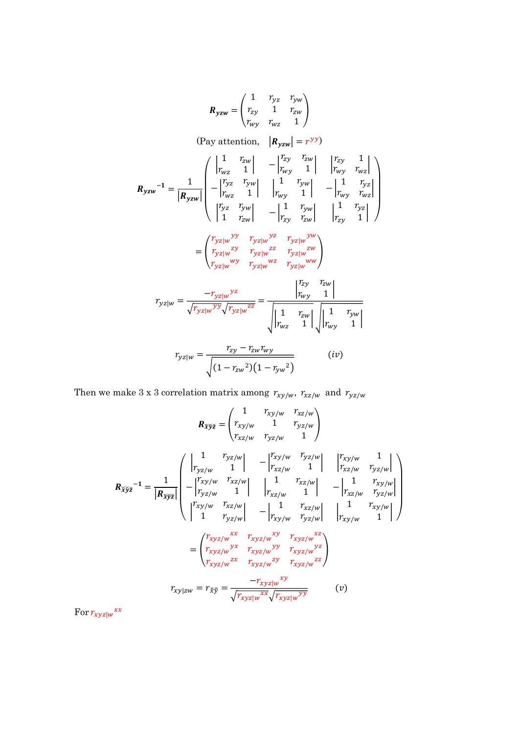$$\boldsymbol{R_{yzw}} = \begin{pmatrix} 1 & r_{yz} & r_{yw} \\ r_{zy} & 1 & r_{zw} \\ r_{wy} & r_{wz} & 1 \end{pmatrix}$$

(Pay attention, $|\boldsymbol{R_{yzw}}| = r^{yy}$)

$$\boldsymbol{R_{yzw}}^{-1} = \frac{1}{|\boldsymbol{R_{yzw}}|} \begin{pmatrix} \begin{vmatrix} 1 & r_{zw} \\ r_{wz} & 1 \end{vmatrix} & -\begin{vmatrix} r_{zy} & r_{zw} \\ r_{wy} & 1 \end{vmatrix} & \begin{vmatrix} r_{zy} & 1 \\ r_{wy} & r_{wz} \end{vmatrix} \\ -\begin{vmatrix} r_{yz} & r_{yw} \\ r_{wz} & 1 \end{vmatrix} & \begin{vmatrix} 1 & r_{yw} \\ r_{wy} & 1 \end{vmatrix} & -\begin{vmatrix} 1 & r_{yz} \\ r_{wy} & r_{wz} \end{vmatrix} \\ \begin{vmatrix} r_{yz} & r_{yw} \\ 1 & r_{zw} \end{vmatrix} & -\begin{vmatrix} 1 & r_{yw} \\ r_{zy} & r_{zw} \end{vmatrix} & \begin{vmatrix} 1 & r_{yz} \\ r_{zy} & 1 \end{vmatrix} \end{pmatrix}$$

$$= \begin{pmatrix} r_{yz|w}{}^{yy} & r_{yz|w}{}^{yz} & r_{yz|w}{}^{yw} \\ r_{yz|w}{}^{zy} & r_{yz|w}{}^{zz} & r_{yz|w}{}^{zw} \\ r_{yz|w}{}^{wy} & r_{yz|w}{}^{wz} & r_{yz|w}{}^{ww} \end{pmatrix}$$

$$r_{yz|w} = \frac{-r_{yz|w}{}^{yz}}{\sqrt{r_{yz|w}{}^{yy}}\sqrt{r_{yz|w}{}^{zz}}} = \frac{\begin{vmatrix} r_{zy} & r_{zw} \\ r_{wy} & 1 \end{vmatrix}}{\sqrt{\begin{vmatrix} 1 & r_{zw} \\ r_{wz} & 1 \end{vmatrix}}\sqrt{\begin{vmatrix} 1 & r_{yw} \\ r_{wy} & 1 \end{vmatrix}}}$$

$$r_{yz|w} = \frac{r_{zy} - r_{zw}r_{wy}}{\sqrt{(1 - r_{zw}{}^2)(1 - r_{yw}{}^2)}} \qquad (iv)$$

Then we make 3 x 3 correlation matrix among $r_{xy/w}$, $r_{xz/w}$ and $r_{yz/w}$

$$\boldsymbol{R_{\tilde{x}\tilde{y}\tilde{z}}} = \begin{pmatrix} 1 & r_{xy/w} & r_{xz/w} \\ r_{xy/w} & 1 & r_{yz/w} \\ r_{xz/w} & r_{yz/w} & 1 \end{pmatrix}$$

$$\boldsymbol{R_{\tilde{x}\tilde{y}\tilde{z}}}^{-1} = \frac{1}{|\boldsymbol{R_{\tilde{x}\tilde{y}\tilde{z}}}|} \begin{pmatrix} \begin{vmatrix} 1 & r_{yz/w} \\ r_{yz/w} & 1 \end{vmatrix} & -\begin{vmatrix} r_{xy/w} & r_{yz/w} \\ r_{xz/w} & 1 \end{vmatrix} & \begin{vmatrix} r_{xy/w} & 1 \\ r_{xz/w} & r_{yz/w} \end{vmatrix} \\ -\begin{vmatrix} r_{xy/w} & r_{xz/w} \\ r_{yz/w} & 1 \end{vmatrix} & \begin{vmatrix} 1 & r_{xz/w} \\ r_{xz/w} & 1 \end{vmatrix} & -\begin{vmatrix} 1 & r_{xy/w} \\ r_{xz/w} & r_{yz/w} \end{vmatrix} \\ \begin{vmatrix} r_{xy/w} & r_{xz/w} \\ 1 & r_{yz/w} \end{vmatrix} & -\begin{vmatrix} 1 & r_{xz/w} \\ r_{xy/w} & r_{yz/w} \end{vmatrix} & \begin{vmatrix} 1 & r_{xy/w} \\ r_{xy/w} & 1 \end{vmatrix} \end{pmatrix}$$

$$= \begin{pmatrix} r_{xyz/w}{}^{xx} & r_{xyz/w}{}^{xy} & r_{xyz/w}{}^{xz} \\ r_{xyz/w}{}^{yx} & r_{xyz/w}{}^{yy} & r_{xyz/w}{}^{yz} \\ r_{xyz/w}{}^{zx} & r_{xyz/w}{}^{zy} & r_{xyz/w}{}^{zz} \end{pmatrix}$$

$$r_{xy|zw} = r_{\tilde{x}\tilde{y}} = \frac{-r_{xyz|w}{}^{xy}}{\sqrt{r_{xyz|w}{}^{xx}}\sqrt{r_{xyz|w}{}^{yy}}} \qquad (v)$$

For $r_{xyz|w}{}^{xx}$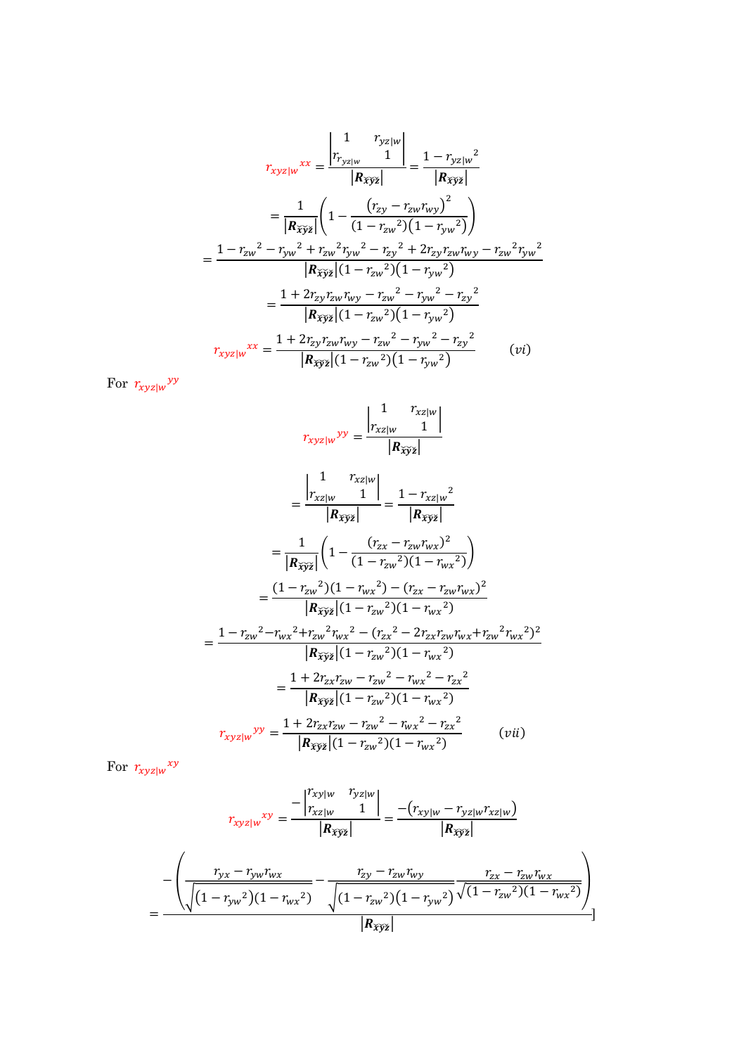$$r_{xyz|w}{}^{xx} = \frac{\begin{vmatrix} 1 & r_{yz|w} \\ r_{r_{yz|w}} & 1 \end{vmatrix}}{\left|\boldsymbol{R}_{\widetilde{x}\widetilde{y}\widetilde{z}}\right|} = \frac{1 - r_{yz|w}{}^2}{\left|\boldsymbol{R}_{\widetilde{x}\widetilde{y}\widetilde{z}}\right|}$$

$$= \frac{1}{\left|\boldsymbol{R}_{\widetilde{x}\widetilde{y}\widetilde{z}}\right|}\left(1 - \frac{\left(r_{zy} - r_{zw}r_{wy}\right)^2}{(1 - r_{zw}{}^2)\left(1 - r_{yw}{}^2\right)}\right)$$

$$= \frac{1 - r_{zw}{}^2 - r_{yw}{}^2 + r_{zw}{}^2 r_{yw}{}^2 - r_{zy}{}^2 + 2r_{zy}r_{zw}r_{wy} - r_{zw}{}^2 r_{yw}{}^2}{\left|\boldsymbol{R}_{\widetilde{x}\widetilde{y}\widetilde{z}}\right|(1 - r_{zw}{}^2)\left(1 - r_{yw}{}^2\right)}$$

$$= \frac{1 + 2r_{zy}r_{zw}r_{wy} - r_{zw}{}^2 - r_{yw}{}^2 - r_{zy}{}^2}{\left|\boldsymbol{R}_{\widetilde{x}\widetilde{y}\widetilde{z}}\right|(1 - r_{zw}{}^2)\left(1 - r_{yw}{}^2\right)}$$

$$r_{xyz|w}{}^{xx} = \frac{1 + 2r_{zy}r_{zw}r_{wy} - r_{zw}{}^2 - r_{yw}{}^2 - r_{zy}{}^2}{\left|\boldsymbol{R}_{\widetilde{x}\widetilde{y}\widetilde{z}}\right|(1 - r_{zw}{}^2)\left(1 - r_{yw}{}^2\right)} \qquad (vi)$$

For $r_{xyz|w}{}^{yy}$

$$r_{xyz|w}{}^{yy} = \frac{\begin{vmatrix} 1 & r_{xz|w} \\ r_{xz|w} & 1 \end{vmatrix}}{\left|\boldsymbol{R}_{\widetilde{x}\widetilde{y}\widetilde{z}}\right|}$$

$$= \frac{\begin{vmatrix} 1 & r_{xz|w} \\ r_{xz|w} & 1 \end{vmatrix}}{\left|\boldsymbol{R}_{\widetilde{x}\widetilde{y}\widetilde{z}}\right|} = \frac{1 - r_{xz|w}{}^2}{\left|\boldsymbol{R}_{\widetilde{x}\widetilde{y}\widetilde{z}}\right|}$$

$$= \frac{1}{\left|\boldsymbol{R}_{\widetilde{x}\widetilde{y}\widetilde{z}}\right|}\left(1 - \frac{(r_{zx} - r_{zw}r_{wx})^2}{(1 - r_{zw}{}^2)(1 - r_{wx}{}^2)}\right)$$

$$= \frac{(1 - r_{zw}{}^2)(1 - r_{wx}{}^2) - (r_{zx} - r_{zw}r_{wx})^2}{\left|\boldsymbol{R}_{\widetilde{x}\widetilde{y}\widetilde{z}}\right|(1 - r_{zw}{}^2)(1 - r_{wx}{}^2)}$$

$$= \frac{1 - r_{zw}{}^2 - r_{wx}{}^2 + r_{zw}{}^2 r_{wx}{}^2 - (r_{zx}{}^2 - 2r_{zx}r_{zw}r_{wx} + r_{zw}{}^2 r_{wx}{}^2)^2}{\left|\boldsymbol{R}_{\widetilde{x}\widetilde{y}\widetilde{z}}\right|(1 - r_{zw}{}^2)(1 - r_{wx}{}^2)}$$

$$= \frac{1 + 2r_{zx}r_{zw} - r_{zw}{}^2 - r_{wx}{}^2 - r_{zx}{}^2}{\left|\boldsymbol{R}_{\widetilde{x}\widetilde{y}\widetilde{z}}\right|(1 - r_{zw}{}^2)(1 - r_{wx}{}^2)}$$

$$r_{xyz|w}{}^{yy} = \frac{1 + 2r_{zx}r_{zw} - r_{zw}{}^2 - r_{wx}{}^2 - r_{zx}{}^2}{\left|\boldsymbol{R}_{\widetilde{x}\widetilde{y}\widetilde{z}}\right|(1 - r_{zw}{}^2)(1 - r_{wx}{}^2)} \qquad (vii)$$

For $r_{xyz|w}{}^{xy}$

$$r_{xyz|w}{}^{xy} = \frac{-\begin{vmatrix} r_{xy|w} & r_{yz|w} \\ r_{xz|w} & 1 \end{vmatrix}}{\left|\boldsymbol{R}_{\widetilde{x}\widetilde{y}\widetilde{z}}\right|} = \frac{-\left(r_{xy|w} - r_{yz|w}r_{xz|w}\right)}{\left|\boldsymbol{R}_{\widetilde{x}\widetilde{y}\widetilde{z}}\right|}$$

$$= \frac{-\left(\dfrac{r_{yx} - r_{yw}r_{wx}}{\sqrt{(1 - r_{yw}{}^2)(1 - r_{wx}{}^2)}} - \dfrac{r_{zy} - r_{zw}r_{wy}}{\sqrt{(1 - r_{zw}{}^2)\left(1 - r_{yw}{}^2\right)}}\dfrac{r_{zx} - r_{zw}r_{wx}}{\sqrt{(1 - r_{zw}{}^2)(1 - r_{wx}{}^2)}}\right)}{\left|\boldsymbol{R}_{\widetilde{x}\widetilde{y}\widetilde{z}}\right|}]$$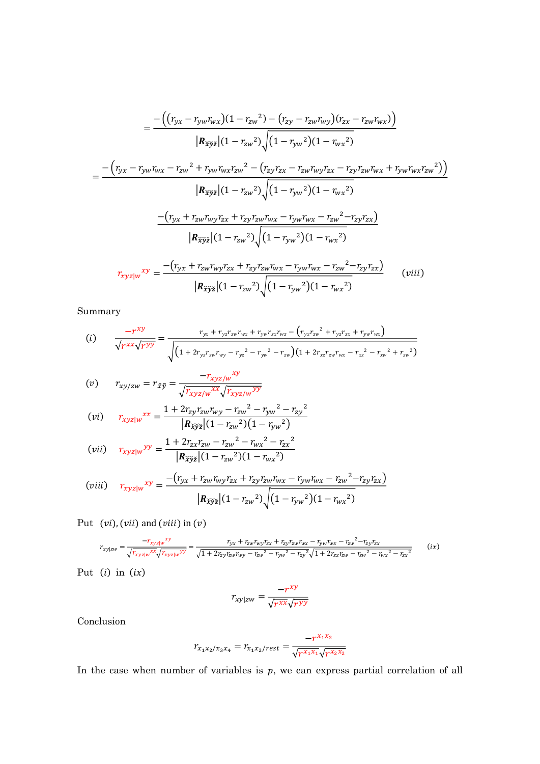$$= \frac{-\left(\left(r_{yx} - r_{yw}r_{wx}\right)\left(1 - r_{zw}{}^2\right) - \left(r_{zy} - r_{zw}r_{wy}\right)\left(r_{zx} - r_{zw}r_{wx}\right)\right)}{\left|\boldsymbol{R}_{\tilde{x}\tilde{y}\tilde{z}}\right|\left(1 - r_{zw}{}^2\right)\sqrt{\left(1 - r_{yw}{}^2\right)\left(1 - r_{wx}{}^2\right)}}$$

$$= \frac{-\left(r_{yx} - r_{yw}r_{wx} - r_{zw}{}^2 + r_{yw}r_{wx}r_{zw}{}^2 - \left(r_{zy}r_{zx} - r_{zw}r_{wy}r_{zx} - r_{zy}r_{zw}r_{wx} + r_{yw}r_{wx}r_{zw}{}^2\right)\right)}{\left|\boldsymbol{R}_{\tilde{x}\tilde{y}\tilde{z}}\right|\left(1 - r_{zw}{}^2\right)\sqrt{\left(1 - r_{yw}{}^2\right)\left(1 - r_{wx}{}^2\right)}}$$

$$\frac{-\left(r_{yx} + r_{zw}r_{wy}r_{zx} + r_{zy}r_{zw}r_{wx} - r_{yw}r_{wx} - r_{zw}{}^2 - r_{zy}r_{zx}\right)}{\left|\boldsymbol{R}_{\tilde{x}\tilde{y}\tilde{z}}\right|\left(1 - r_{zw}{}^2\right)\sqrt{\left(1 - r_{yw}{}^2\right)\left(1 - r_{wx}{}^2\right)}}$$

$$r_{xyz|w}{}^{xy} = \frac{-\left(r_{yx} + r_{zw}r_{wy}r_{zx} + r_{zy}r_{zw}r_{wx} - r_{yw}r_{wx} - r_{zw}{}^2 - r_{zy}r_{zx}\right)}{\left|\boldsymbol{R}_{\tilde{x}\tilde{y}\tilde{z}}\right|\left(1 - r_{zw}{}^2\right)\sqrt{\left(1 - r_{yw}{}^2\right)\left(1 - r_{wx}{}^2\right)}} \qquad (viii)$$

Summary

$$(i) \qquad \frac{-r^{xy}}{\sqrt{r^{xx}}\sqrt{r^{yy}}} = \frac{r_{yx} + r_{yz}r_{zw}r_{wx} + r_{yw}r_{zx}r_{wz} - \left(r_{yx}r_{zw}{}^2 + r_{yz}r_{zx} + r_{yw}r_{wx}\right)}{\sqrt{\left(1 + 2r_{yz}r_{zw}r_{wy} - r_{yz}{}^2 - r_{yw}{}^2 - r_{zw}\right)\left(1 + 2r_{xz}r_{zw}r_{wx} - r_{xz}{}^2 - r_{xw}{}^2 + r_{zw}{}^2\right)}}$$

$$(v) \qquad r_{xy/zw} = r_{\tilde{x}\tilde{y}} = \frac{-r_{xyz/w}{}^{xy}}{\sqrt{r_{xyz/w}{}^{xx}}\sqrt{r_{xyz/w}{}^{yy}}}$$

$$(vi) \qquad r_{xyz|w}{}^{xx} = \frac{1 + 2r_{zy}r_{zw}r_{wy} - r_{zw}{}^2 - r_{yw}{}^2 - r_{zy}{}^2}{\left|\boldsymbol{R}_{\tilde{x}\tilde{y}\tilde{z}}\right|\left(1 - r_{zw}{}^2\right)\left(1 - r_{yw}{}^2\right)}$$

$$(vii) \qquad r_{xyz|w}{}^{yy} = \frac{1 + 2r_{zx}r_{zw} - r_{zw}{}^2 - r_{wx}{}^2 - r_{zx}{}^2}{\left|\boldsymbol{R}_{\tilde{x}\tilde{y}\tilde{z}}\right|\left(1 - r_{zw}{}^2\right)\left(1 - r_{wx}{}^2\right)}$$

$$(viii) \qquad r_{xyz|w}{}^{xy} = \frac{-\left(r_{yx} + r_{zw}r_{wy}r_{zx} + r_{zy}r_{zw}r_{wx} - r_{yw}r_{wx} - r_{zw}{}^2 - r_{zy}r_{zx}\right)}{\left|\boldsymbol{R}_{\tilde{x}\tilde{y}\tilde{z}}\right|\left(1 - r_{zw}{}^2\right)\sqrt{\left(1 - r_{yw}{}^2\right)\left(1 - r_{wx}{}^2\right)}}$$

Put $(vi), (vii)$ and $(viii)$ in $(v)$

$$r_{xy|zw} = \frac{-r_{xyz|w}{}^{xy}}{\sqrt{r_{xyz|w}{}^{xx}}\sqrt{r_{xyz|w}{}^{yy}}} = \frac{r_{yx} + r_{zw}r_{wy}r_{zx} + r_{zy}r_{zw}r_{wx} - r_{yw}r_{wx} - r_{zw}{}^2 - r_{zy}r_{zx}}{\sqrt{1 + 2r_{zy}r_{zw}r_{wy} - r_{zw}{}^2 - r_{yw}{}^2 - r_{zy}{}^2}\sqrt{1 + 2r_{zx}r_{zw} - r_{zw}{}^2 - r_{wx}{}^2 - r_{zx}{}^2}} \qquad (ix)$$

Put $(i)$ in $(ix)$

$$r_{xy|zw} = \frac{-r^{xy}}{\sqrt{r^{xx}}\sqrt{r^{yy}}}$$

Conclusion

$$r_{x_1x_2/x_3x_4} = r_{x_1x_2/rest} = \frac{-r^{x_1x_2}}{\sqrt{r^{x_1x_1}}\sqrt{r^{x_2x_2}}}$$

In the case when number of variables is $p$, we can express partial correlation of all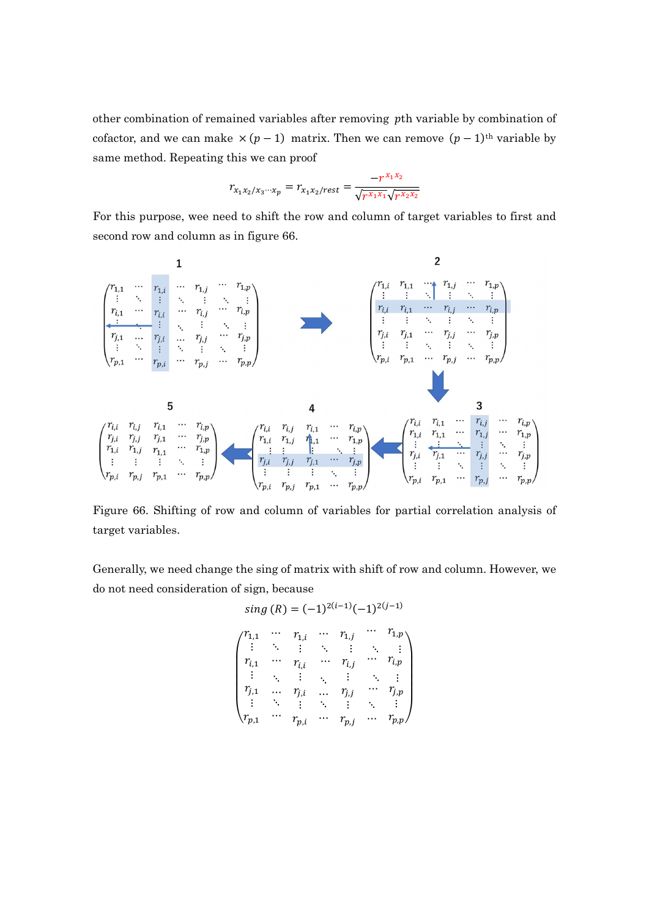other combination of remained variables after removing $p$th variable by combination of cofactor, and we can make $\times (p-1)$ matrix. Then we can remove $(p-1)^{\text{th}}$ variable by same method. Repeating this we can proof

$$r_{x_1x_2/x_3\cdots x_p} = r_{x_1x_2/rest} = \frac{-r^{x_1x_2}}{\sqrt{r^{x_1x_1}}\sqrt{r^{x_2x_2}}}$$

For this purpose, wee need to shift the row and column of target variables to first and second row and column as in figure 66.

Figure 66. Shifting of row and column of variables for partial correlation analysis of target variables.

Generally, we need change the sing of matrix with shift of row and column. However, we do not need consideration of sign, because

$$sing\,(R) = (-1)^{2(i-1)}(-1)^{2(j-1)}$$

$$\begin{pmatrix} r_{1,1} & \cdots & r_{1,i} & \cdots & r_{1,j} & \cdots & r_{1,p} \\ \vdots & \ddots & \vdots & \ddots & \vdots & \ddots & \vdots \\ r_{i,1} & \cdots & r_{i,i} & \cdots & r_{i,j} & \cdots & r_{i,p} \\ \vdots & \ddots & \vdots & \ddots & \vdots & \ddots & \vdots \\ r_{j,1} & \cdots & r_{j,i} & \cdots & r_{j,j} & \cdots & r_{j,p} \\ \vdots & \ddots & \vdots & \ddots & \vdots & \ddots & \vdots \\ r_{p,1} & \cdots & r_{p,i} & \cdots & r_{p,j} & \cdots & r_{p,p} \end{pmatrix}$$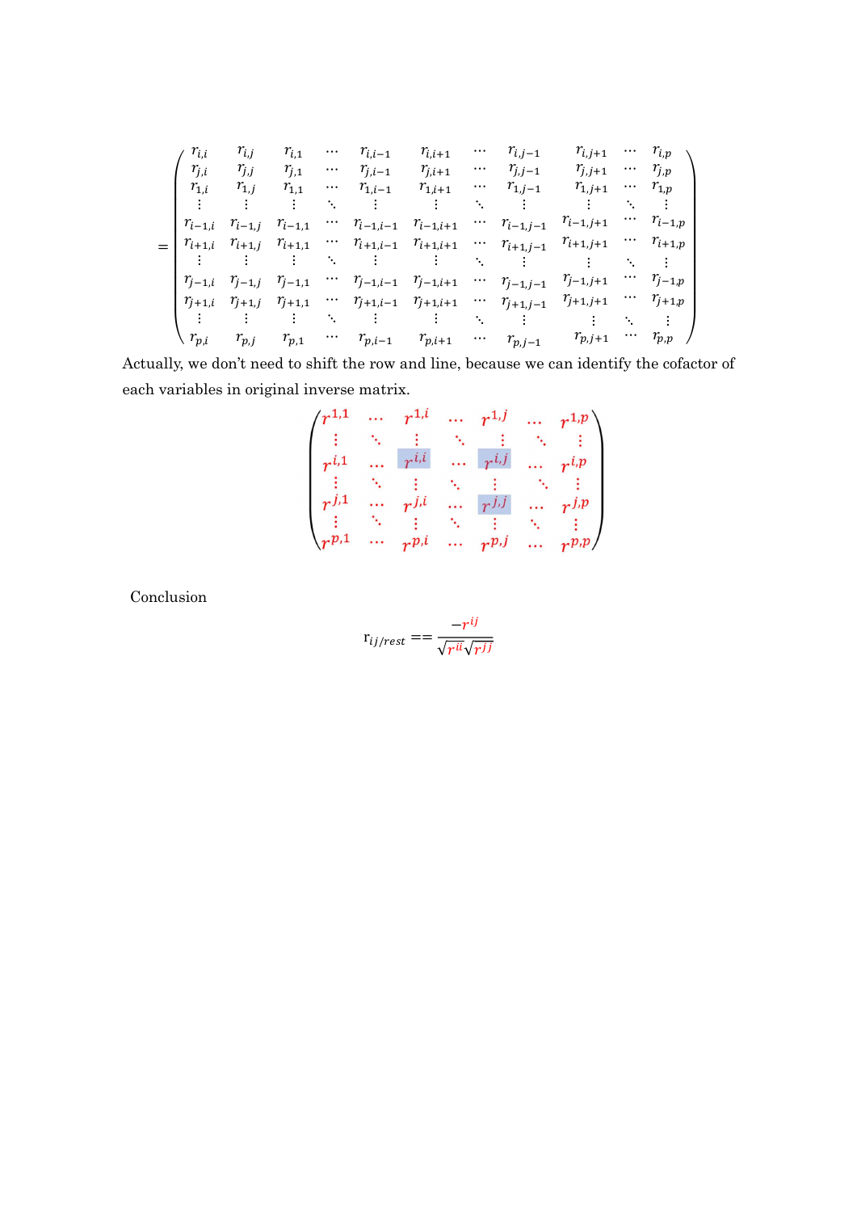$$
= \begin{pmatrix}
r_{i,i} & r_{i,j} & r_{i,1} & \cdots & r_{i,i-1} & r_{i,i+1} & \cdots & r_{i,j-1} & r_{i,j+1} & \cdots & r_{i,p} \\
r_{j,i} & r_{j,j} & r_{j,1} & \cdots & r_{j,i-1} & r_{j,i+1} & \cdots & r_{j,j-1} & r_{j,j+1} & \cdots & r_{j,p} \\
r_{1,i} & r_{1,j} & r_{1,1} & \cdots & r_{1,i-1} & r_{1,i+1} & \cdots & r_{1,j-1} & r_{1,j+1} & \cdots & r_{1,p} \\
\vdots & \vdots & \vdots & \ddots & \vdots & \vdots & \ddots & \vdots & \vdots & \ddots & \vdots \\
r_{i-1,i} & r_{i-1,j} & r_{i-1,1} & \cdots & r_{i-1,i-1} & r_{i-1,i+1} & \cdots & r_{i-1,j-1} & r_{i-1,j+1} & \cdots & r_{i-1,p} \\
r_{i+1,i} & r_{i+1,j} & r_{i+1,1} & \cdots & r_{i+1,i-1} & r_{i+1,i+1} & \cdots & r_{i+1,j-1} & r_{i+1,j+1} & \cdots & r_{i+1,p} \\
\vdots & \vdots & \vdots & \ddots & \vdots & \vdots & \ddots & \vdots & \vdots & \ddots & \vdots \\
r_{j-1,i} & r_{j-1,j} & r_{j-1,1} & \cdots & r_{j-1,i-1} & r_{j-1,i+1} & \cdots & r_{j-1,j-1} & r_{j-1,j+1} & \cdots & r_{j-1,p} \\
r_{j+1,i} & r_{j+1,j} & r_{j+1,1} & \cdots & r_{j+1,i-1} & r_{j+1,i+1} & \cdots & r_{j+1,j-1} & r_{j+1,j+1} & \cdots & r_{j+1,p} \\
\vdots & \vdots & \vdots & \ddots & \vdots & \vdots & \ddots & \vdots & \vdots & \ddots & \vdots \\
r_{p,i} & r_{p,j} & r_{p,1} & \cdots & r_{p,i-1} & r_{p,i+1} & \cdots & r_{p,j-1} & r_{p,j+1} & \cdots & r_{p,p}
\end{pmatrix}
$$

Actually, we don't need to shift the row and line, because we can identify the cofactor of each variables in original inverse matrix.

$$
\begin{pmatrix}
r^{1,1} & \cdots & r^{1,i} & \cdots & r^{1,j} & \cdots & r^{1,p} \\
\vdots & \ddots & \vdots & \ddots & \vdots & \ddots & \vdots \\
r^{i,1} & \cdots & r^{i,i} & \cdots & r^{i,j} & \cdots & r^{i,p} \\
\vdots & \ddots & \vdots & \ddots & \vdots & \ddots & \vdots \\
r^{j,1} & \cdots & r^{j,i} & \cdots & r^{j,j} & \cdots & r^{j,p} \\
\vdots & \ddots & \vdots & \ddots & \vdots & \ddots & \vdots \\
r^{p,1} & \cdots & r^{p,i} & \cdots & r^{p,j} & \cdots & r^{p,p}
\end{pmatrix}
$$

Conclusion

$$
\mathrm{r}_{ij/rest} == \frac{-r^{ij}}{\sqrt{r^{ii}}\sqrt{r^{jj}}}
$$